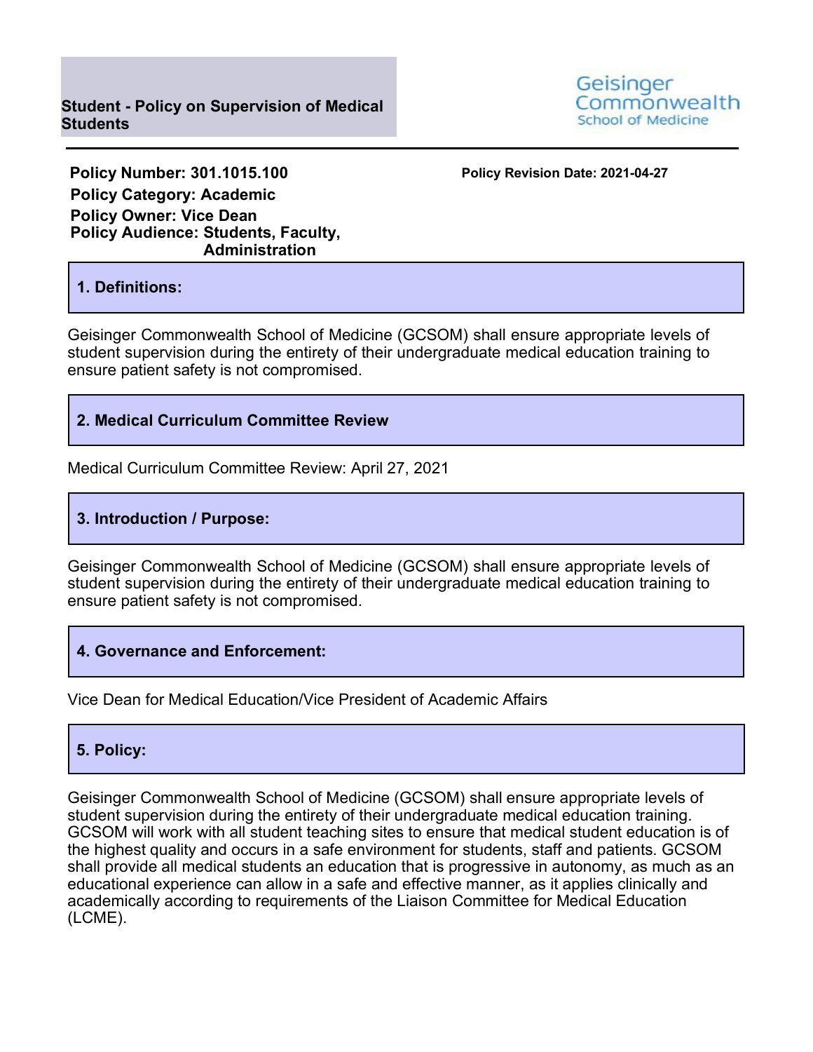**Student - Policy on Supervision of Medical Students**

Geisinger Commonwealth School of Medicine

**Policy Number: 301.1015.100**

**Policy Revision Date: 2021-04-27**

**Policy Category: Academic**

**Policy Owner: Vice Dean**

**Policy Audience: Students, Faculty, Administration**

## 1. Definitions:

Geisinger Commonwealth School of Medicine (GCSOM) shall ensure appropriate levels of student supervision during the entirety of their undergraduate medical education training to ensure patient safety is not compromised.

## 2. Medical Curriculum Committee Review

Medical Curriculum Committee Review: April 27, 2021

## 3. Introduction / Purpose:

Geisinger Commonwealth School of Medicine (GCSOM) shall ensure appropriate levels of student supervision during the entirety of their undergraduate medical education training to ensure patient safety is not compromised.

## 4. Governance and Enforcement:

Vice Dean for Medical Education/Vice President of Academic Affairs

## 5. Policy:

Geisinger Commonwealth School of Medicine (GCSOM) shall ensure appropriate levels of student supervision during the entirety of their undergraduate medical education training. GCSOM will work with all student teaching sites to ensure that medical student education is of the highest quality and occurs in a safe environment for students, staff and patients. GCSOM shall provide all medical students an education that is progressive in autonomy, as much as an educational experience can allow in a safe and effective manner, as it applies clinically and academically according to requirements of the Liaison Committee for Medical Education (LCME).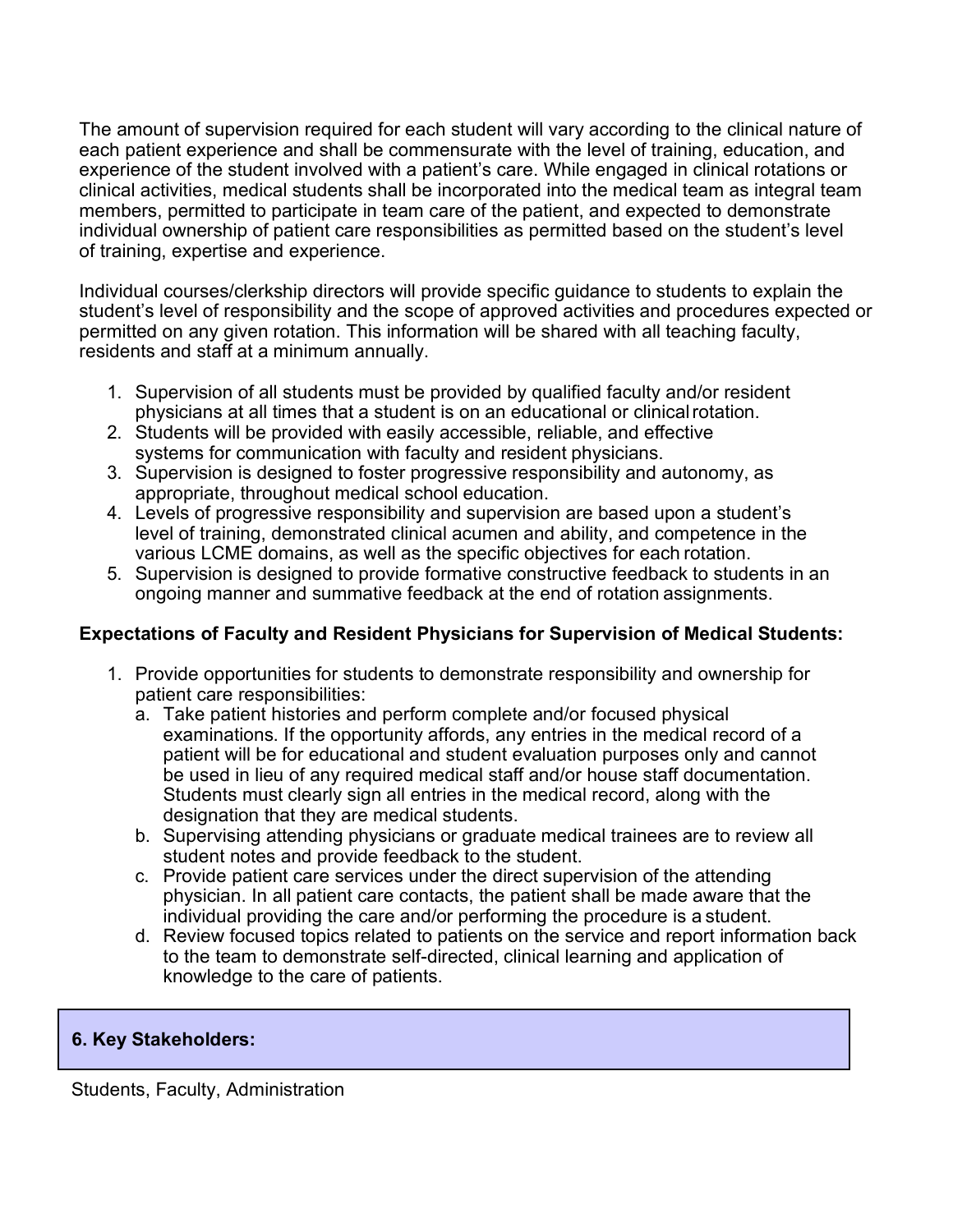The amount of supervision required for each student will vary according to the clinical nature of each patient experience and shall be commensurate with the level of training, education, and experience of the student involved with a patient's care. While engaged in clinical rotations or clinical activities, medical students shall be incorporated into the medical team as integral team members, permitted to participate in team care of the patient, and expected to demonstrate individual ownership of patient care responsibilities as permitted based on the student's level of training, expertise and experience.

Individual courses/clerkship directors will provide specific guidance to students to explain the student's level of responsibility and the scope of approved activities and procedures expected or permitted on any given rotation. This information will be shared with all teaching faculty, residents and staff at a minimum annually.

1. Supervision of all students must be provided by qualified faculty and/or resident physicians at all times that a student is on an educational or clinical rotation.
2. Students will be provided with easily accessible, reliable, and effective systems for communication with faculty and resident physicians.
3. Supervision is designed to foster progressive responsibility and autonomy, as appropriate, throughout medical school education.
4. Levels of progressive responsibility and supervision are based upon a student's level of training, demonstrated clinical acumen and ability, and competence in the various LCME domains, as well as the specific objectives for each rotation.
5. Supervision is designed to provide formative constructive feedback to students in an ongoing manner and summative feedback at the end of rotation assignments.

**Expectations of Faculty and Resident Physicians for Supervision of Medical Students:**

1. Provide opportunities for students to demonstrate responsibility and ownership for patient care responsibilities:
   a. Take patient histories and perform complete and/or focused physical examinations. If the opportunity affords, any entries in the medical record of a patient will be for educational and student evaluation purposes only and cannot be used in lieu of any required medical staff and/or house staff documentation. Students must clearly sign all entries in the medical record, along with the designation that they are medical students.
   b. Supervising attending physicians or graduate medical trainees are to review all student notes and provide feedback to the student.
   c. Provide patient care services under the direct supervision of the attending physician. In all patient care contacts, the patient shall be made aware that the individual providing the care and/or performing the procedure is a student.
   d. Review focused topics related to patients on the service and report information back to the team to demonstrate self-directed, clinical learning and application of knowledge to the care of patients.

## 6. Key Stakeholders:

Students, Faculty, Administration